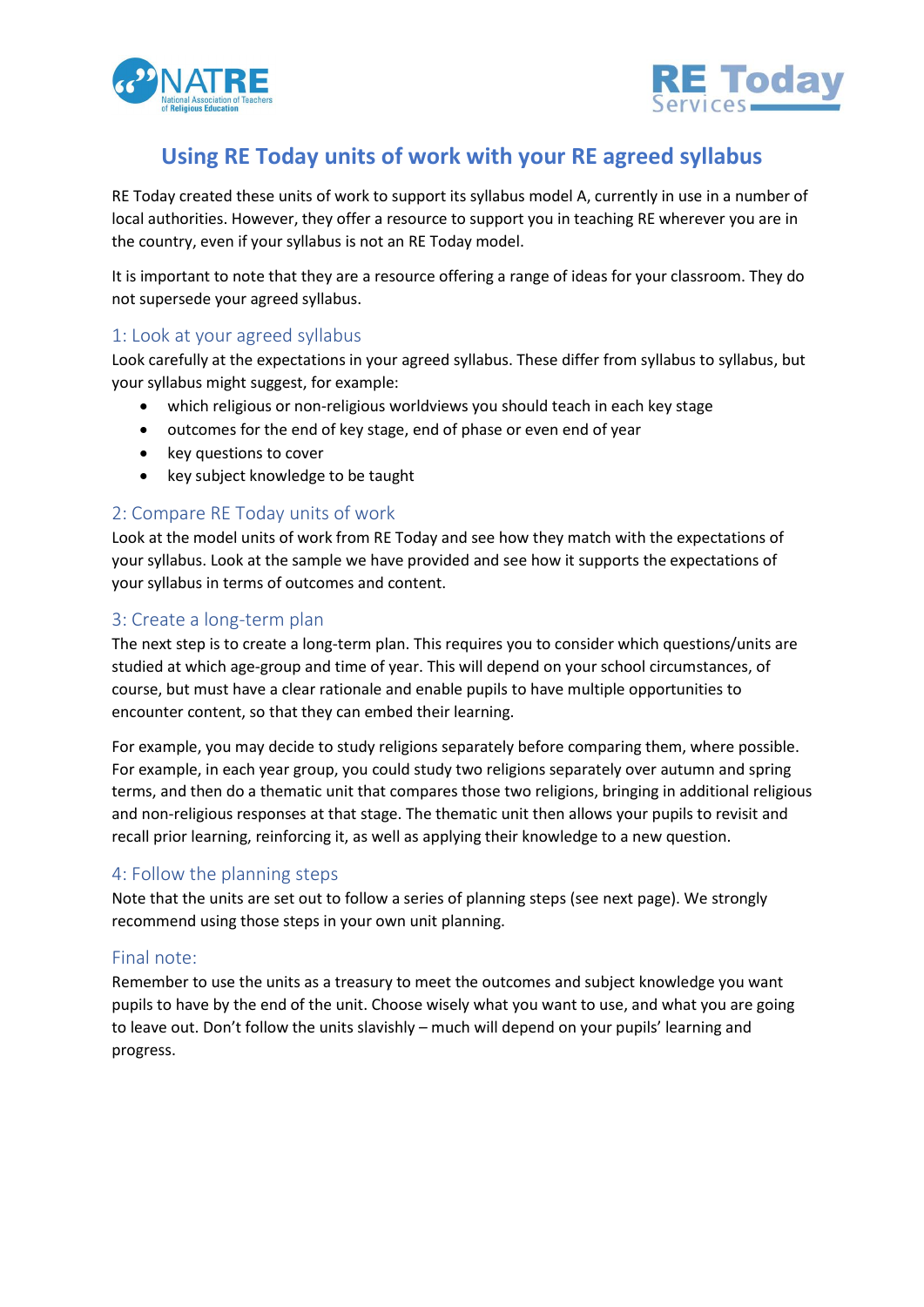# Using RE Today units of work with your RE agreed syllabus

RE Today created these units of work to support its syllabus model A, currently in use in a number of local authorities. However, they offer a resource to support you in teaching RE wherever you are in the country, even if your syllabus is not an RE Today model.

It is important to note that they are a resource offering a range of ideas for your classroom. They do not supersede your agreed syllabus.

## 1: Look at your agreed syllabus

Look carefully at the expectations in your agreed syllabus. These differ from syllabus to syllabus, but your syllabus might suggest, for example:

- which religious or non-religious worldviews you should teach in each key stage
- outcomes for the end of key stage, end of phase or even end of year
- key questions to cover
- key subject knowledge to be taught

## 2: Compare RE Today units of work

Look at the model units of work from RE Today and see how they match with the expectations of your syllabus. Look at the sample we have provided and see how it supports the expectations of your syllabus in terms of outcomes and content.

## 3: Create a long-term plan

The next step is to create a long-term plan. This requires you to consider which questions/units are studied at which age-group and time of year. This will depend on your school circumstances, of course, but must have a clear rationale and enable pupils to have multiple opportunities to encounter content, so that they can embed their learning.

For example, you may decide to study religions separately before comparing them, where possible. For example, in each year group, you could study two religions separately over autumn and spring terms, and then do a thematic unit that compares those two religions, bringing in additional religious and non-religious responses at that stage. The thematic unit then allows your pupils to revisit and recall prior learning, reinforcing it, as well as applying their knowledge to a new question.

## 4: Follow the planning steps

Note that the units are set out to follow a series of planning steps (see next page). We strongly recommend using those steps in your own unit planning.

## Final note:

Remember to use the units as a treasury to meet the outcomes and subject knowledge you want pupils to have by the end of the unit. Choose wisely what you want to use, and what you are going to leave out. Don't follow the units slavishly – much will depend on your pupils' learning and progress.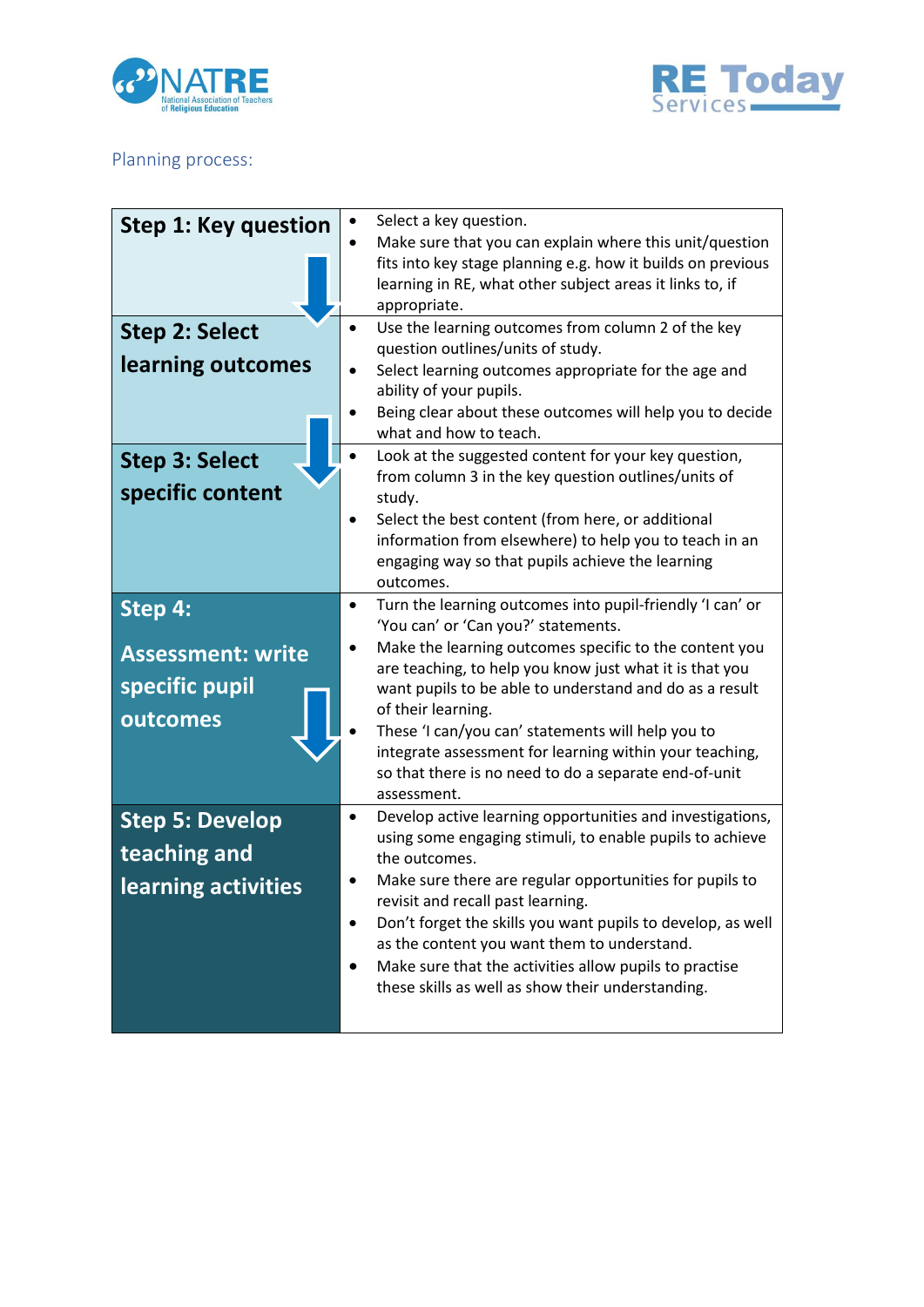Planning process:

| | |
|---|---|
| **Step 1: Key question** | • Select a key question.<br>• Make sure that you can explain where this unit/question fits into key stage planning e.g. how it builds on previous learning in RE, what other subject areas it links to, if appropriate. |
| **Step 2: Select learning outcomes** | • Use the learning outcomes from column 2 of the key question outlines/units of study.<br>• Select learning outcomes appropriate for the age and ability of your pupils.<br>• Being clear about these outcomes will help you to decide what and how to teach. |
| **Step 3: Select specific content** | • Look at the suggested content for your key question, from column 3 in the key question outlines/units of study.<br>• Select the best content (from here, or additional information from elsewhere) to help you to teach in an engaging way so that pupils achieve the learning outcomes. |
| **Step 4: Assessment: write specific pupil outcomes** | • Turn the learning outcomes into pupil-friendly 'I can' or 'You can' or 'Can you?' statements.<br>• Make the learning outcomes specific to the content you are teaching, to help you know just what it is that you want pupils to be able to understand and do as a result of their learning.<br>• These 'I can/you can' statements will help you to integrate assessment for learning within your teaching, so that there is no need to do a separate end-of-unit assessment. |
| **Step 5: Develop teaching and learning activities** | • Develop active learning opportunities and investigations, using some engaging stimuli, to enable pupils to achieve the outcomes.<br>• Make sure there are regular opportunities for pupils to revisit and recall past learning.<br>• Don't forget the skills you want pupils to develop, as well as the content you want them to understand.<br>• Make sure that the activities allow pupils to practise these skills as well as show their understanding. |